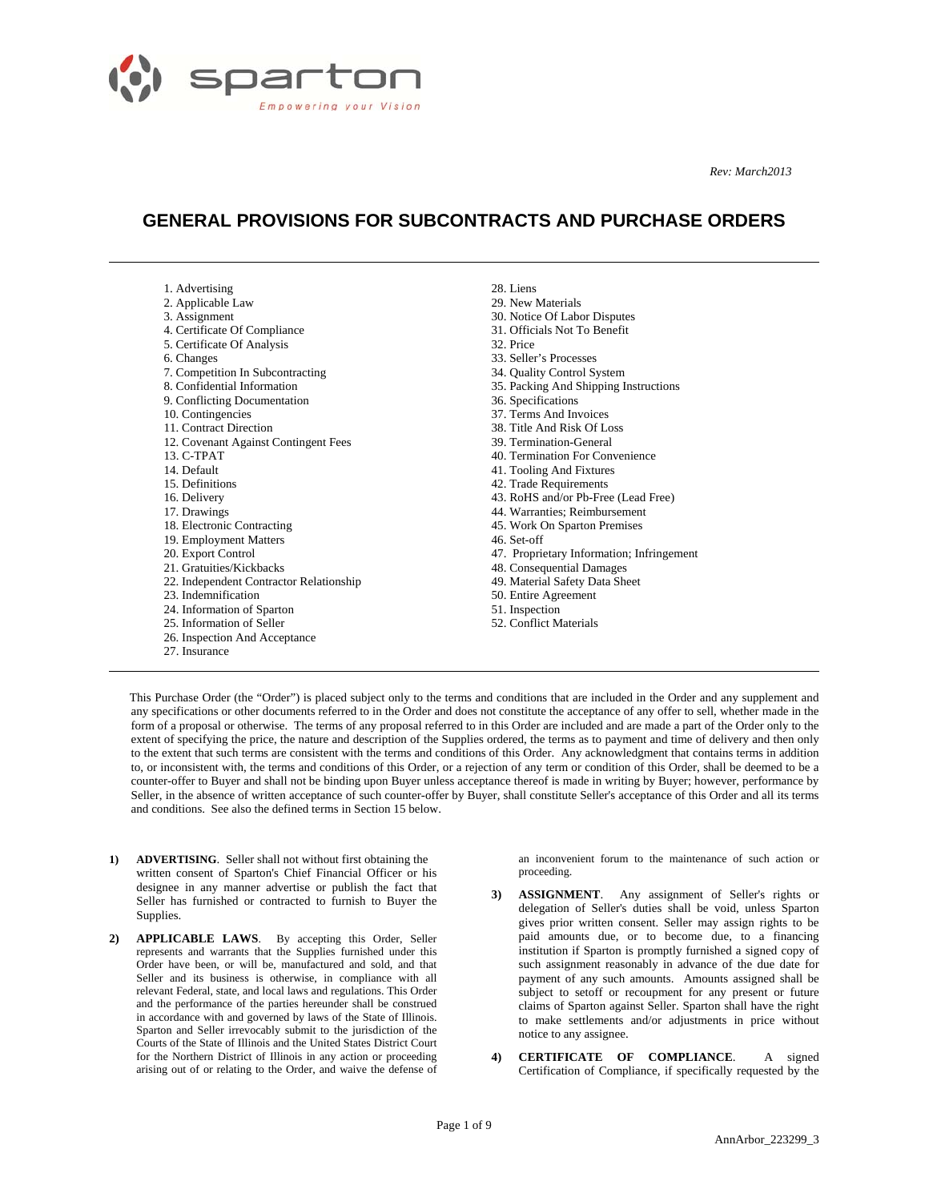sparton

*Empowering your Vision*

*Rev: March2013*

# GENERAL PROVISIONS FOR SUBCONTRACTS AND PURCHASE ORDERS

1. Advertising
2. Applicable Law
3. Assignment
4. Certificate Of Compliance
5. Certificate Of Analysis
6. Changes
7. Competition In Subcontracting
8. Confidential Information
9. Conflicting Documentation
10. Contingencies
11. Contract Direction
12. Covenant Against Contingent Fees
13. C-TPAT
14. Default
15. Definitions
16. Delivery
17. Drawings
18. Electronic Contracting
19. Employment Matters
20. Export Control
21. Gratuities/Kickbacks
22. Independent Contractor Relationship
23. Indemnification
24. Information of Sparton
25. Information of Seller
26. Inspection And Acceptance
27. Insurance
28. Liens
29. New Materials
30. Notice Of Labor Disputes
31. Officials Not To Benefit
32. Price
33. Seller's Processes
34. Quality Control System
35. Packing And Shipping Instructions
36. Specifications
37. Terms And Invoices
38. Title And Risk Of Loss
39. Termination-General
40. Termination For Convenience
41. Tooling And Fixtures
42. Trade Requirements
43. RoHS and/or Pb-Free (Lead Free)
44. Warranties; Reimbursement
45. Work On Sparton Premises
46. Set-off
47. Proprietary Information; Infringement
48. Consequential Damages
49. Material Safety Data Sheet
50. Entire Agreement
51. Inspection
52. Conflict Materials

This Purchase Order (the "Order") is placed subject only to the terms and conditions that are included in the Order and any supplement and any specifications or other documents referred to in the Order and does not constitute the acceptance of any offer to sell, whether made in the form of a proposal or otherwise. The terms of any proposal referred to in this Order are included and are made a part of the Order only to the extent of specifying the price, the nature and description of the Supplies ordered, the terms as to payment and time of delivery and then only to the extent that such terms are consistent with the terms and conditions of this Order. Any acknowledgment that contains terms in addition to, or inconsistent with, the terms and conditions of this Order, or a rejection of any term or condition of this Order, shall be deemed to be a counter-offer to Buyer and shall not be binding upon Buyer unless acceptance thereof is made in writing by Buyer; however, performance by Seller, in the absence of written acceptance of such counter-offer by Buyer, shall constitute Seller's acceptance of this Order and all its terms and conditions. See also the defined terms in Section 15 below.

**1) ADVERTISING**. Seller shall not without first obtaining the written consent of Sparton's Chief Financial Officer or his designee in any manner advertise or publish the fact that Seller has furnished or contracted to furnish to Buyer the Supplies.

**2) APPLICABLE LAWS**. By accepting this Order, Seller represents and warrants that the Supplies furnished under this Order have been, or will be, manufactured and sold, and that Seller and its business is otherwise, in compliance with all relevant Federal, state, and local laws and regulations. This Order and the performance of the parties hereunder shall be construed in accordance with and governed by laws of the State of Illinois. Sparton and Seller irrevocably submit to the jurisdiction of the Courts of the State of Illinois and the United States District Court for the Northern District of Illinois in any action or proceeding arising out of or relating to the Order, and waive the defense of an inconvenient forum to the maintenance of such action or proceeding.

**3) ASSIGNMENT**. Any assignment of Seller's rights or delegation of Seller's duties shall be void, unless Sparton gives prior written consent. Seller may assign rights to be paid amounts due, or to become due, to a financing institution if Sparton is promptly furnished a signed copy of such assignment reasonably in advance of the due date for payment of any such amounts. Amounts assigned shall be subject to setoff or recoupment for any present or future claims of Sparton against Seller. Sparton shall have the right to make settlements and/or adjustments in price without notice to any assignee.

**4) CERTIFICATE OF COMPLIANCE**. A signed Certification of Compliance, if specifically requested by the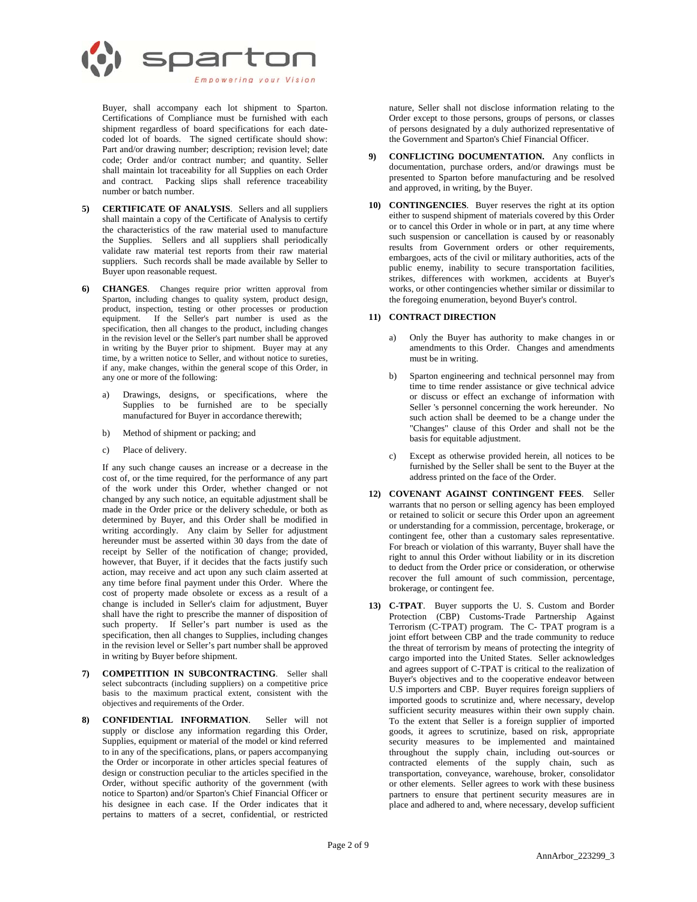Buyer, shall accompany each lot shipment to Sparton. Certifications of Compliance must be furnished with each shipment regardless of board specifications for each date-coded lot of boards. The signed certificate should show: Part and/or drawing number; description; revision level; date code; Order and/or contract number; and quantity. Seller shall maintain lot traceability for all Supplies on each Order and contract. Packing slips shall reference traceability number or batch number.

5) **CERTIFICATE OF ANALYSIS**. Sellers and all suppliers shall maintain a copy of the Certificate of Analysis to certify the characteristics of the raw material used to manufacture the Supplies. Sellers and all suppliers shall periodically validate raw material test reports from their raw material suppliers. Such records shall be made available by Seller to Buyer upon reasonable request.

6) **CHANGES**. Changes require prior written approval from Sparton, including changes to quality system, product design, product, inspection, testing or other processes or production equipment. If the Seller's part number is used as the specification, then all changes to the product, including changes in the revision level or the Seller's part number shall be approved in writing by the Buyer prior to shipment. Buyer may at any time, by a written notice to Seller, and without notice to sureties, if any, make changes, within the general scope of this Order, in any one or more of the following:

   a) Drawings, designs, or specifications, where the Supplies to be furnished are to be specially manufactured for Buyer in accordance therewith;

   b) Method of shipment or packing; and

   c) Place of delivery.

   If any such change causes an increase or a decrease in the cost of, or the time required, for the performance of any part of the work under this Order, whether changed or not changed by any such notice, an equitable adjustment shall be made in the Order price or the delivery schedule, or both as determined by Buyer, and this Order shall be modified in writing accordingly. Any claim by Seller for adjustment hereunder must be asserted within 30 days from the date of receipt by Seller of the notification of change; provided, however, that Buyer, if it decides that the facts justify such action, may receive and act upon any such claim asserted at any time before final payment under this Order. Where the cost of property made obsolete or excess as a result of a change is included in Seller's claim for adjustment, Buyer shall have the right to prescribe the manner of disposition of such property. If Seller's part number is used as the specification, then all changes to Supplies, including changes in the revision level or Seller's part number shall be approved in writing by Buyer before shipment.

7) **COMPETITION IN SUBCONTRACTING**. Seller shall select subcontracts (including suppliers) on a competitive price basis to the maximum practical extent, consistent with the objectives and requirements of the Order.

8) **CONFIDENTIAL INFORMATION**. Seller will not supply or disclose any information regarding this Order, Supplies, equipment or material of the model or kind referred to in any of the specifications, plans, or papers accompanying the Order or incorporate in other articles special features of design or construction peculiar to the articles specified in the Order, without specific authority of the government (with notice to Sparton) and/or Sparton's Chief Financial Officer or his designee in each case. If the Order indicates that it pertains to matters of a secret, confidential, or restricted nature, Seller shall not disclose information relating to the Order except to those persons, groups of persons, or classes of persons designated by a duly authorized representative of the Government and Sparton's Chief Financial Officer.

9) **CONFLICTING DOCUMENTATION.** Any conflicts in documentation, purchase orders, and/or drawings must be presented to Sparton before manufacturing and be resolved and approved, in writing, by the Buyer.

10) **CONTINGENCIES**. Buyer reserves the right at its option either to suspend shipment of materials covered by this Order or to cancel this Order in whole or in part, at any time where such suspension or cancellation is caused by or reasonably results from Government orders or other requirements, embargoes, acts of the civil or military authorities, acts of the public enemy, inability to secure transportation facilities, strikes, differences with workmen, accidents at Buyer's works, or other contingencies whether similar or dissimilar to the foregoing enumeration, beyond Buyer's control.

11) **CONTRACT DIRECTION**

   a) Only the Buyer has authority to make changes in or amendments to this Order. Changes and amendments must be in writing.

   b) Sparton engineering and technical personnel may from time to time render assistance or give technical advice or discuss or effect an exchange of information with Seller 's personnel concerning the work hereunder. No such action shall be deemed to be a change under the "Changes" clause of this Order and shall not be the basis for equitable adjustment.

   c) Except as otherwise provided herein, all notices to be furnished by the Seller shall be sent to the Buyer at the address printed on the face of the Order.

12) **COVENANT AGAINST CONTINGENT FEES**. Seller warrants that no person or selling agency has been employed or retained to solicit or secure this Order upon an agreement or understanding for a commission, percentage, brokerage, or contingent fee, other than a customary sales representative. For breach or violation of this warranty, Buyer shall have the right to annul this Order without liability or in its discretion to deduct from the Order price or consideration, or otherwise recover the full amount of such commission, percentage, brokerage, or contingent fee.

13) **C-TPAT**. Buyer supports the U. S. Custom and Border Protection (CBP) Customs-Trade Partnership Against Terrorism (C-TPAT) program. The C- TPAT program is a joint effort between CBP and the trade community to reduce the threat of terrorism by means of protecting the integrity of cargo imported into the United States. Seller acknowledges and agrees support of C-TPAT is critical to the realization of Buyer's objectives and to the cooperative endeavor between U.S importers and CBP. Buyer requires foreign suppliers of imported goods to scrutinize and, where necessary, develop sufficient security measures within their own supply chain. To the extent that Seller is a foreign supplier of imported goods, it agrees to scrutinize, based on risk, appropriate security measures to be implemented and maintained throughout the supply chain, including out-sources or contracted elements of the supply chain, such as transportation, conveyance, warehouse, broker, consolidator or other elements. Seller agrees to work with these business partners to ensure that pertinent security measures are in place and adhered to and, where necessary, develop sufficient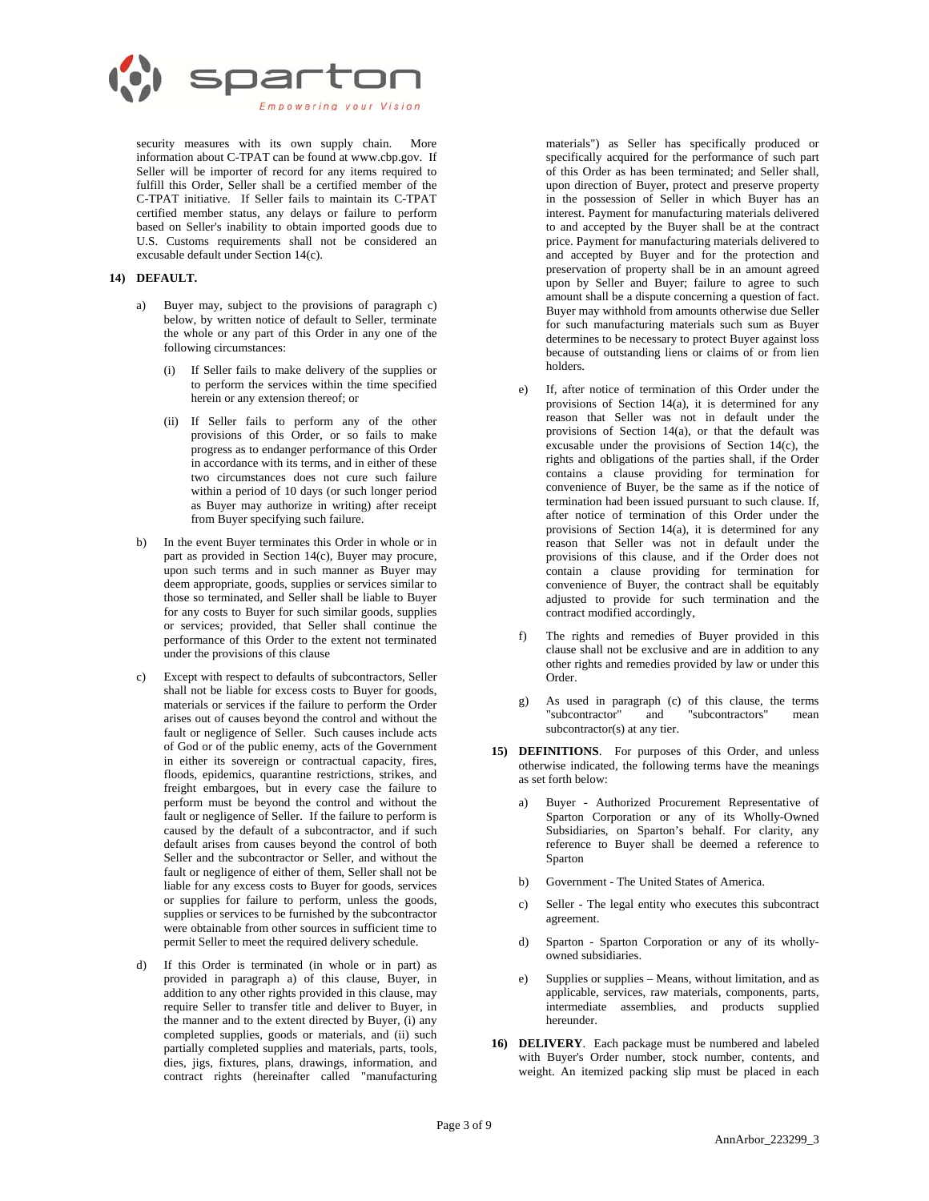security measures with its own supply chain. More information about C-TPAT can be found at www.cbp.gov. If Seller will be importer of record for any items required to fulfill this Order, Seller shall be a certified member of the C-TPAT initiative. If Seller fails to maintain its C-TPAT certified member status, any delays or failure to perform based on Seller's inability to obtain imported goods due to U.S. Customs requirements shall not be considered an excusable default under Section 14(c).

**14) DEFAULT.**

a) Buyer may, subject to the provisions of paragraph c) below, by written notice of default to Seller, terminate the whole or any part of this Order in any one of the following circumstances:

   (i) If Seller fails to make delivery of the supplies or to perform the services within the time specified herein or any extension thereof; or

   (ii) If Seller fails to perform any of the other provisions of this Order, or so fails to make progress as to endanger performance of this Order in accordance with its terms, and in either of these two circumstances does not cure such failure within a period of 10 days (or such longer period as Buyer may authorize in writing) after receipt from Buyer specifying such failure.

b) In the event Buyer terminates this Order in whole or in part as provided in Section 14(c), Buyer may procure, upon such terms and in such manner as Buyer may deem appropriate, goods, supplies or services similar to those so terminated, and Seller shall be liable to Buyer for any costs to Buyer for such similar goods, supplies or services; provided, that Seller shall continue the performance of this Order to the extent not terminated under the provisions of this clause

c) Except with respect to defaults of subcontractors, Seller shall not be liable for excess costs to Buyer for goods, materials or services if the failure to perform the Order arises out of causes beyond the control and without the fault or negligence of Seller. Such causes include acts of God or of the public enemy, acts of the Government in either its sovereign or contractual capacity, fires, floods, epidemics, quarantine restrictions, strikes, and freight embargoes, but in every case the failure to perform must be beyond the control and without the fault or negligence of Seller. If the failure to perform is caused by the default of a subcontractor, and if such default arises from causes beyond the control of both Seller and the subcontractor or Seller, and without the fault or negligence of either of them, Seller shall not be liable for any excess costs to Buyer for goods, services or supplies for failure to perform, unless the goods, supplies or services to be furnished by the subcontractor were obtainable from other sources in sufficient time to permit Seller to meet the required delivery schedule.

d) If this Order is terminated (in whole or in part) as provided in paragraph a) of this clause, Buyer, in addition to any other rights provided in this clause, may require Seller to transfer title and deliver to Buyer, in the manner and to the extent directed by Buyer, (i) any completed supplies, goods or materials, and (ii) such partially completed supplies and materials, parts, tools, dies, jigs, fixtures, plans, drawings, information, and contract rights (hereinafter called "manufacturing materials") as Seller has specifically produced or specifically acquired for the performance of such part of this Order as has been terminated; and Seller shall, upon direction of Buyer, protect and preserve property in the possession of Seller in which Buyer has an interest. Payment for manufacturing materials delivered to and accepted by the Buyer shall be at the contract price. Payment for manufacturing materials delivered to and accepted by Buyer and for the protection and preservation of property shall be in an amount agreed upon by Seller and Buyer; failure to agree to such amount shall be a dispute concerning a question of fact. Buyer may withhold from amounts otherwise due Seller for such manufacturing materials such sum as Buyer determines to be necessary to protect Buyer against loss because of outstanding liens or claims of or from lien holders.

e) If, after notice of termination of this Order under the provisions of Section 14(a), it is determined for any reason that Seller was not in default under the provisions of Section 14(a), or that the default was excusable under the provisions of Section 14(c), the rights and obligations of the parties shall, if the Order contains a clause providing for termination for convenience of Buyer, be the same as if the notice of termination had been issued pursuant to such clause. If, after notice of termination of this Order under the provisions of Section 14(a), it is determined for any reason that Seller was not in default under the provisions of this clause, and if the Order does not contain a clause providing for termination for convenience of Buyer, the contract shall be equitably adjusted to provide for such termination and the contract modified accordingly,

f) The rights and remedies of Buyer provided in this clause shall not be exclusive and are in addition to any other rights and remedies provided by law or under this Order.

g) As used in paragraph (c) of this clause, the terms "subcontractor" and "subcontractors" mean subcontractor(s) at any tier.

**15) DEFINITIONS**. For purposes of this Order, and unless otherwise indicated, the following terms have the meanings as set forth below:

a) Buyer - Authorized Procurement Representative of Sparton Corporation or any of its Wholly-Owned Subsidiaries, on Sparton's behalf. For clarity, any reference to Buyer shall be deemed a reference to Sparton

b) Government - The United States of America.

c) Seller - The legal entity who executes this subcontract agreement.

d) Sparton - Sparton Corporation or any of its wholly-owned subsidiaries.

e) Supplies or supplies – Means, without limitation, and as applicable, services, raw materials, components, parts, intermediate assemblies, and products supplied hereunder.

**16) DELIVERY**. Each package must be numbered and labeled with Buyer's Order number, stock number, contents, and weight. An itemized packing slip must be placed in each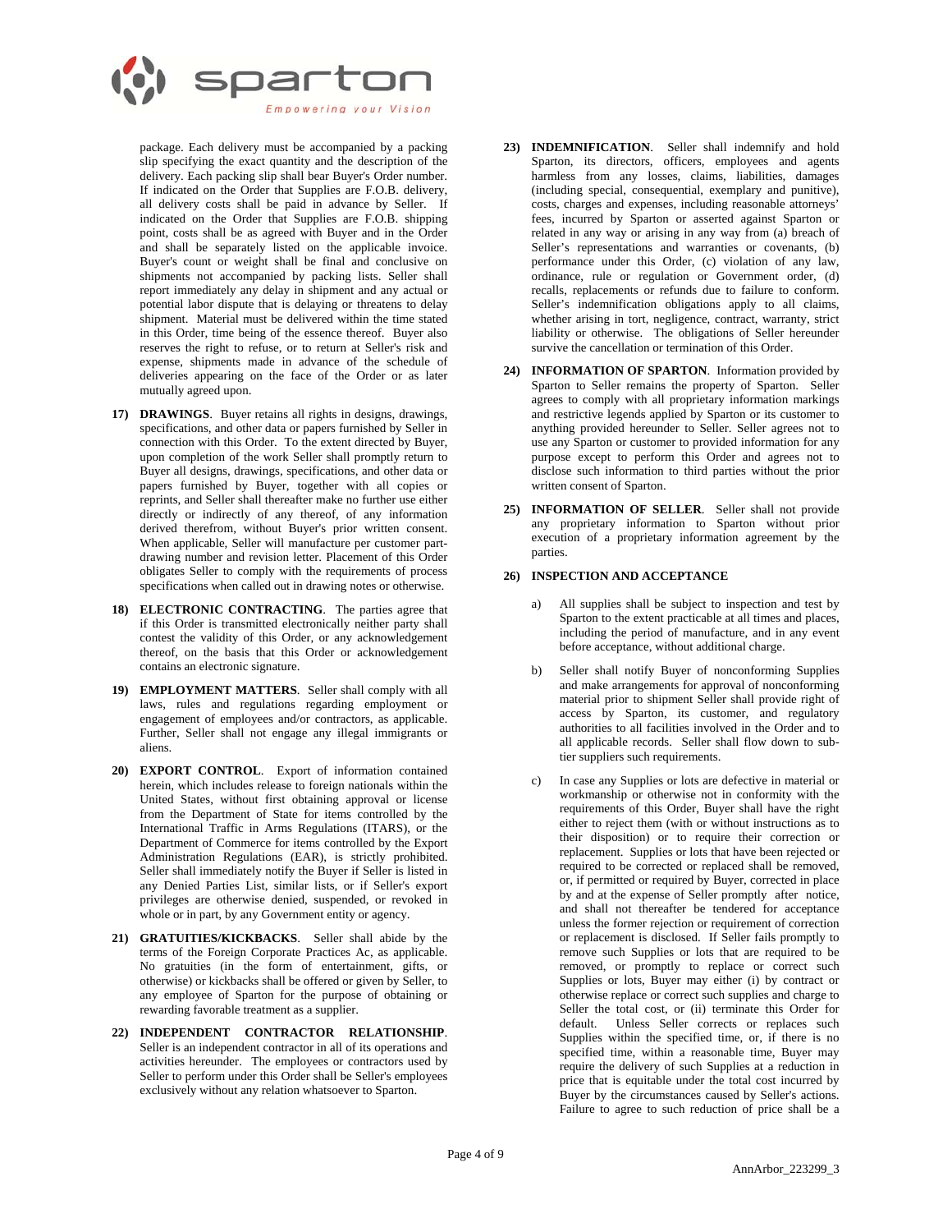package. Each delivery must be accompanied by a packing slip specifying the exact quantity and the description of the delivery. Each packing slip shall bear Buyer's Order number. If indicated on the Order that Supplies are F.O.B. delivery, all delivery costs shall be paid in advance by Seller. If indicated on the Order that Supplies are F.O.B. shipping point, costs shall be as agreed with Buyer and in the Order and shall be separately listed on the applicable invoice. Buyer's count or weight shall be final and conclusive on shipments not accompanied by packing lists. Seller shall report immediately any delay in shipment and any actual or potential labor dispute that is delaying or threatens to delay shipment. Material must be delivered within the time stated in this Order, time being of the essence thereof. Buyer also reserves the right to refuse, or to return at Seller's risk and expense, shipments made in advance of the schedule of deliveries appearing on the face of the Order or as later mutually agreed upon.

17) **DRAWINGS**. Buyer retains all rights in designs, drawings, specifications, and other data or papers furnished by Seller in connection with this Order. To the extent directed by Buyer, upon completion of the work Seller shall promptly return to Buyer all designs, drawings, specifications, and other data or papers furnished by Buyer, together with all copies or reprints, and Seller shall thereafter make no further use either directly or indirectly of any thereof, of any information derived therefrom, without Buyer's prior written consent. When applicable, Seller will manufacture per customer part-drawing number and revision letter. Placement of this Order obligates Seller to comply with the requirements of process specifications when called out in drawing notes or otherwise.

18) **ELECTRONIC CONTRACTING**. The parties agree that if this Order is transmitted electronically neither party shall contest the validity of this Order, or any acknowledgement thereof, on the basis that this Order or acknowledgement contains an electronic signature.

19) **EMPLOYMENT MATTERS**. Seller shall comply with all laws, rules and regulations regarding employment or engagement of employees and/or contractors, as applicable. Further, Seller shall not engage any illegal immigrants or aliens.

20) **EXPORT CONTROL**. Export of information contained herein, which includes release to foreign nationals within the United States, without first obtaining approval or license from the Department of State for items controlled by the International Traffic in Arms Regulations (ITARS), or the Department of Commerce for items controlled by the Export Administration Regulations (EAR), is strictly prohibited. Seller shall immediately notify the Buyer if Seller is listed in any Denied Parties List, similar lists, or if Seller's export privileges are otherwise denied, suspended, or revoked in whole or in part, by any Government entity or agency.

21) **GRATUITIES/KICKBACKS**. Seller shall abide by the terms of the Foreign Corporate Practices Ac, as applicable. No gratuities (in the form of entertainment, gifts, or otherwise) or kickbacks shall be offered or given by Seller, to any employee of Sparton for the purpose of obtaining or rewarding favorable treatment as a supplier.

22) **INDEPENDENT CONTRACTOR RELATIONSHIP**. Seller is an independent contractor in all of its operations and activities hereunder. The employees or contractors used by Seller to perform under this Order shall be Seller's employees exclusively without any relation whatsoever to Sparton.

23) **INDEMNIFICATION**. Seller shall indemnify and hold Sparton, its directors, officers, employees and agents harmless from any losses, claims, liabilities, damages (including special, consequential, exemplary and punitive), costs, charges and expenses, including reasonable attorneys' fees, incurred by Sparton or asserted against Sparton or related in any way or arising in any way from (a) breach of Seller's representations and warranties or covenants, (b) performance under this Order, (c) violation of any law, ordinance, rule or regulation or Government order, (d) recalls, replacements or refunds due to failure to conform. Seller's indemnification obligations apply to all claims, whether arising in tort, negligence, contract, warranty, strict liability or otherwise. The obligations of Seller hereunder survive the cancellation or termination of this Order.

24) **INFORMATION OF SPARTON**. Information provided by Sparton to Seller remains the property of Sparton. Seller agrees to comply with all proprietary information markings and restrictive legends applied by Sparton or its customer to anything provided hereunder to Seller. Seller agrees not to use any Sparton or customer to provided information for any purpose except to perform this Order and agrees not to disclose such information to third parties without the prior written consent of Sparton.

25) **INFORMATION OF SELLER**. Seller shall not provide any proprietary information to Sparton without prior execution of a proprietary information agreement by the parties.

26) **INSPECTION AND ACCEPTANCE**

a) All supplies shall be subject to inspection and test by Sparton to the extent practicable at all times and places, including the period of manufacture, and in any event before acceptance, without additional charge.

b) Seller shall notify Buyer of nonconforming Supplies and make arrangements for approval of nonconforming material prior to shipment Seller shall provide right of access by Sparton, its customer, and regulatory authorities to all facilities involved in the Order and to all applicable records. Seller shall flow down to sub-tier suppliers such requirements.

c) In case any Supplies or lots are defective in material or workmanship or otherwise not in conformity with the requirements of this Order, Buyer shall have the right either to reject them (with or without instructions as to their disposition) or to require their correction or replacement. Supplies or lots that have been rejected or required to be corrected or replaced shall be removed, or, if permitted or required by Buyer, corrected in place by and at the expense of Seller promptly after notice, and shall not thereafter be tendered for acceptance unless the former rejection or requirement of correction or replacement is disclosed. If Seller fails promptly to remove such Supplies or lots that are required to be removed, or promptly to replace or correct such Supplies or lots, Buyer may either (i) by contract or otherwise replace or correct such supplies and charge to Seller the total cost, or (ii) terminate this Order for default. Unless Seller corrects or replaces such Supplies within the specified time, or, if there is no specified time, within a reasonable time, Buyer may require the delivery of such Supplies at a reduction in price that is equitable under the total cost incurred by Buyer by the circumstances caused by Seller's actions. Failure to agree to such reduction of price shall be a

AnnArbor_223299_3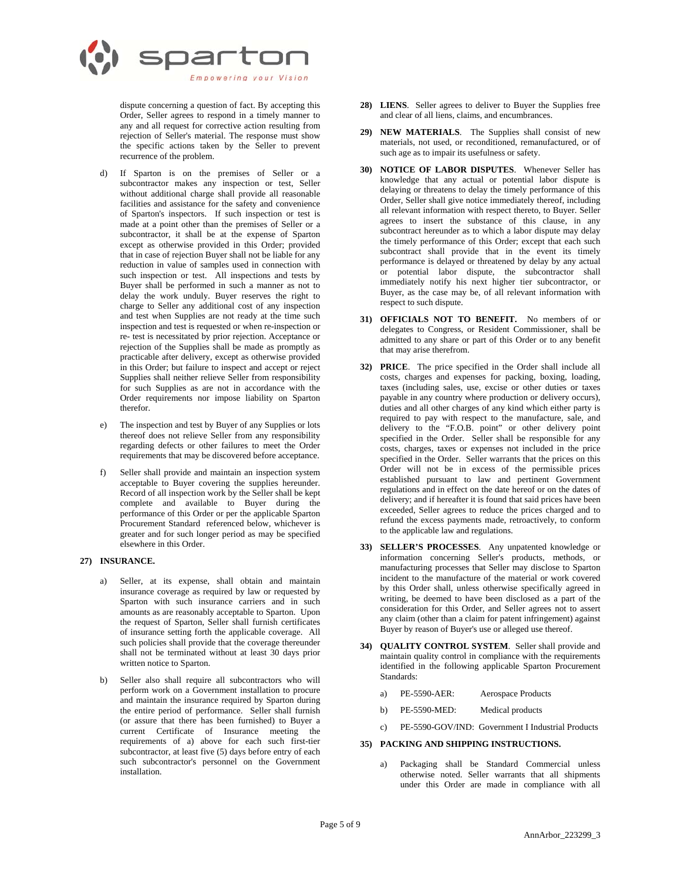dispute concerning a question of fact. By accepting this Order, Seller agrees to respond in a timely manner to any and all request for corrective action resulting from rejection of Seller's material. The response must show the specific actions taken by the Seller to prevent recurrence of the problem.

d) If Sparton is on the premises of Seller or a subcontractor makes any inspection or test, Seller without additional charge shall provide all reasonable facilities and assistance for the safety and convenience of Sparton's inspectors. If such inspection or test is made at a point other than the premises of Seller or a subcontractor, it shall be at the expense of Sparton except as otherwise provided in this Order; provided that in case of rejection Buyer shall not be liable for any reduction in value of samples used in connection with such inspection or test. All inspections and tests by Buyer shall be performed in such a manner as not to delay the work unduly. Buyer reserves the right to charge to Seller any additional cost of any inspection and test when Supplies are not ready at the time such inspection and test is requested or when re-inspection or re- test is necessitated by prior rejection. Acceptance or rejection of the Supplies shall be made as promptly as practicable after delivery, except as otherwise provided in this Order; but failure to inspect and accept or reject Supplies shall neither relieve Seller from responsibility for such Supplies as are not in accordance with the Order requirements nor impose liability on Sparton therefor.

e) The inspection and test by Buyer of any Supplies or lots thereof does not relieve Seller from any responsibility regarding defects or other failures to meet the Order requirements that may be discovered before acceptance.

f) Seller shall provide and maintain an inspection system acceptable to Buyer covering the supplies hereunder. Record of all inspection work by the Seller shall be kept complete and available to Buyer during the performance of this Order or per the applicable Sparton Procurement Standard referenced below, whichever is greater and for such longer period as may be specified elsewhere in this Order.

**27) INSURANCE.**

a) Seller, at its expense, shall obtain and maintain insurance coverage as required by law or requested by Sparton with such insurance carriers and in such amounts as are reasonably acceptable to Sparton. Upon the request of Sparton, Seller shall furnish certificates of insurance setting forth the applicable coverage. All such policies shall provide that the coverage thereunder shall not be terminated without at least 30 days prior written notice to Sparton.

b) Seller also shall require all subcontractors who will perform work on a Government installation to procure and maintain the insurance required by Sparton during the entire period of performance. Seller shall furnish (or assure that there has been furnished) to Buyer a current Certificate of Insurance meeting the requirements of a) above for each such first-tier subcontractor, at least five (5) days before entry of each such subcontractor's personnel on the Government installation.

**28) LIENS**. Seller agrees to deliver to Buyer the Supplies free and clear of all liens, claims, and encumbrances.

**29) NEW MATERIALS**. The Supplies shall consist of new materials, not used, or reconditioned, remanufactured, or of such age as to impair its usefulness or safety.

**30) NOTICE OF LABOR DISPUTES**. Whenever Seller has knowledge that any actual or potential labor dispute is delaying or threatens to delay the timely performance of this Order, Seller shall give notice immediately thereof, including all relevant information with respect thereto, to Buyer. Seller agrees to insert the substance of this clause, in any subcontract hereunder as to which a labor dispute may delay the timely performance of this Order; except that each such subcontract shall provide that in the event its timely performance is delayed or threatened by delay by any actual or potential labor dispute, the subcontractor shall immediately notify his next higher tier subcontractor, or Buyer, as the case may be, of all relevant information with respect to such dispute.

**31) OFFICIALS NOT TO BENEFIT.** No members of or delegates to Congress, or Resident Commissioner, shall be admitted to any share or part of this Order or to any benefit that may arise therefrom.

**32) PRICE**. The price specified in the Order shall include all costs, charges and expenses for packing, boxing, loading, taxes (including sales, use, excise or other duties or taxes payable in any country where production or delivery occurs), duties and all other charges of any kind which either party is required to pay with respect to the manufacture, sale, and delivery to the "F.O.B. point" or other delivery point specified in the Order. Seller shall be responsible for any costs, charges, taxes or expenses not included in the price specified in the Order. Seller warrants that the prices on this Order will not be in excess of the permissible prices established pursuant to law and pertinent Government regulations and in effect on the date hereof or on the dates of delivery; and if hereafter it is found that said prices have been exceeded, Seller agrees to reduce the prices charged and to refund the excess payments made, retroactively, to conform to the applicable law and regulations.

**33) SELLER'S PROCESSES**. Any unpatented knowledge or information concerning Seller's products, methods, or manufacturing processes that Seller may disclose to Sparton incident to the manufacture of the material or work covered by this Order shall, unless otherwise specifically agreed in writing, be deemed to have been disclosed as a part of the consideration for this Order, and Seller agrees not to assert any claim (other than a claim for patent infringement) against Buyer by reason of Buyer's use or alleged use thereof.

**34) QUALITY CONTROL SYSTEM**. Seller shall provide and maintain quality control in compliance with the requirements identified in the following applicable Sparton Procurement Standards:

a) PE-5590-AER: Aerospace Products

b) PE-5590-MED: Medical products

c) PE-5590-GOV/IND: Government I Industrial Products

**35) PACKING AND SHIPPING INSTRUCTIONS.**

a) Packaging shall be Standard Commercial unless otherwise noted. Seller warrants that all shipments under this Order are made in compliance with all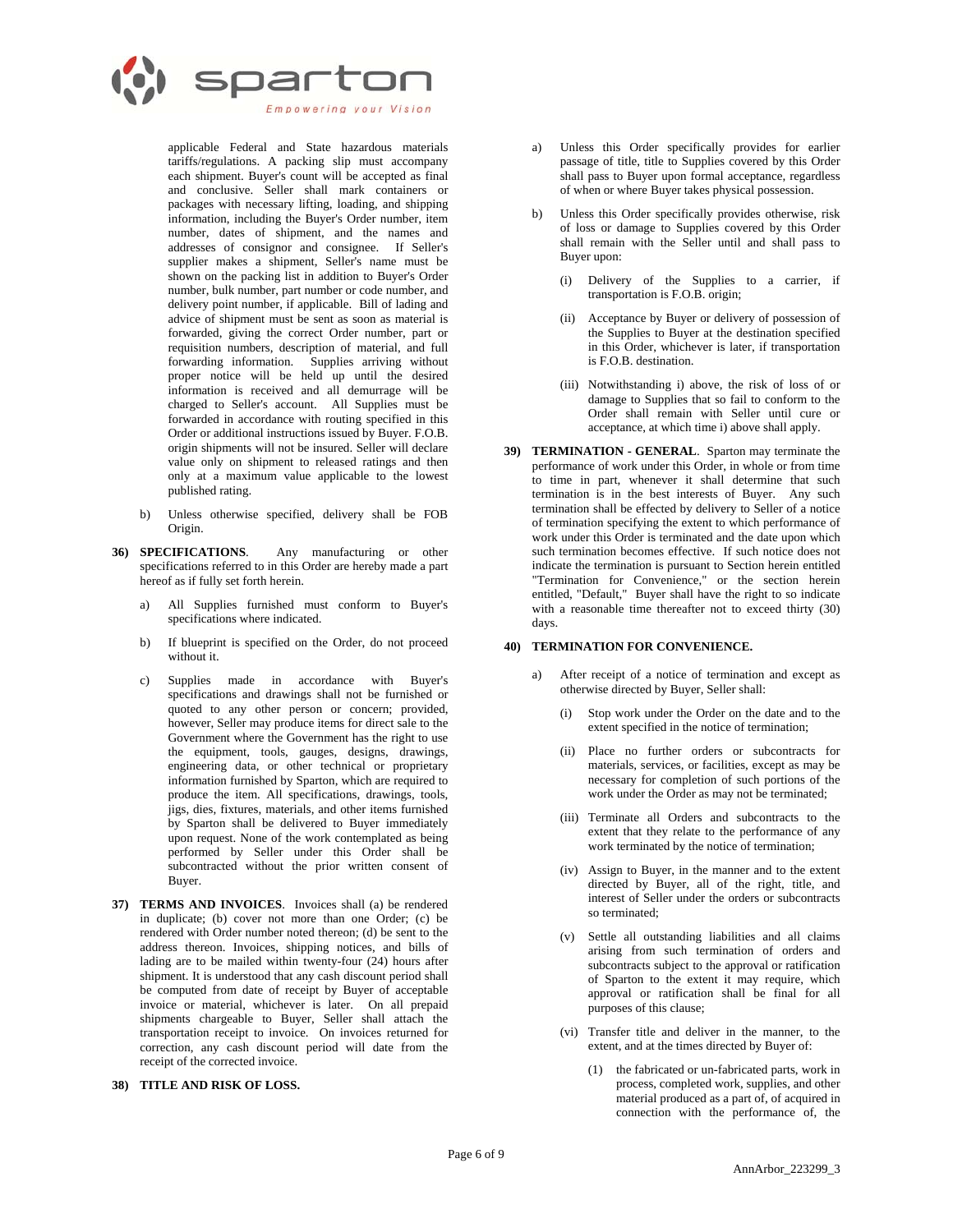applicable Federal and State hazardous materials tariffs/regulations. A packing slip must accompany each shipment. Buyer's count will be accepted as final and conclusive. Seller shall mark containers or packages with necessary lifting, loading, and shipping information, including the Buyer's Order number, item number, dates of shipment, and the names and addresses of consignor and consignee. If Seller's supplier makes a shipment, Seller's name must be shown on the packing list in addition to Buyer's Order number, bulk number, part number or code number, and delivery point number, if applicable. Bill of lading and advice of shipment must be sent as soon as material is forwarded, giving the correct Order number, part or requisition numbers, description of material, and full forwarding information. Supplies arriving without proper notice will be held up until the desired information is received and all demurrage will be charged to Seller's account. All Supplies must be forwarded in accordance with routing specified in this Order or additional instructions issued by Buyer. F.O.B. origin shipments will not be insured. Seller will declare value only on shipment to released ratings and then only at a maximum value applicable to the lowest published rating.

b) Unless otherwise specified, delivery shall be FOB Origin.

**36) SPECIFICATIONS**. Any manufacturing or other specifications referred to in this Order are hereby made a part hereof as if fully set forth herein.

a) All Supplies furnished must conform to Buyer's specifications where indicated.

b) If blueprint is specified on the Order, do not proceed without it.

c) Supplies made in accordance with Buyer's specifications and drawings shall not be furnished or quoted to any other person or concern; provided, however, Seller may produce items for direct sale to the Government where the Government has the right to use the equipment, tools, gauges, designs, drawings, engineering data, or other technical or proprietary information furnished by Sparton, which are required to produce the item. All specifications, drawings, tools, jigs, dies, fixtures, materials, and other items furnished by Sparton shall be delivered to Buyer immediately upon request. None of the work contemplated as being performed by Seller under this Order shall be subcontracted without the prior written consent of Buyer.

**37) TERMS AND INVOICES**. Invoices shall (a) be rendered in duplicate; (b) cover not more than one Order; (c) be rendered with Order number noted thereon; (d) be sent to the address thereon. Invoices, shipping notices, and bills of lading are to be mailed within twenty-four (24) hours after shipment. It is understood that any cash discount period shall be computed from date of receipt by Buyer of acceptable invoice or material, whichever is later. On all prepaid shipments chargeable to Buyer, Seller shall attach the transportation receipt to invoice. On invoices returned for correction, any cash discount period will date from the receipt of the corrected invoice.

**38) TITLE AND RISK OF LOSS.**

a) Unless this Order specifically provides for earlier passage of title, title to Supplies covered by this Order shall pass to Buyer upon formal acceptance, regardless of when or where Buyer takes physical possession.

b) Unless this Order specifically provides otherwise, risk of loss or damage to Supplies covered by this Order shall remain with the Seller until and shall pass to Buyer upon:

(i) Delivery of the Supplies to a carrier, if transportation is F.O.B. origin;

(ii) Acceptance by Buyer or delivery of possession of the Supplies to Buyer at the destination specified in this Order, whichever is later, if transportation is F.O.B. destination.

(iii) Notwithstanding i) above, the risk of loss of or damage to Supplies that so fail to conform to the Order shall remain with Seller until cure or acceptance, at which time i) above shall apply.

**39) TERMINATION - GENERAL**. Sparton may terminate the performance of work under this Order, in whole or from time to time in part, whenever it shall determine that such termination is in the best interests of Buyer. Any such termination shall be effected by delivery to Seller of a notice of termination specifying the extent to which performance of work under this Order is terminated and the date upon which such termination becomes effective. If such notice does not indicate the termination is pursuant to Section herein entitled "Termination for Convenience," or the section herein entitled, "Default," Buyer shall have the right to so indicate with a reasonable time thereafter not to exceed thirty (30) days.

**40) TERMINATION FOR CONVENIENCE.**

a) After receipt of a notice of termination and except as otherwise directed by Buyer, Seller shall:

(i) Stop work under the Order on the date and to the extent specified in the notice of termination;

(ii) Place no further orders or subcontracts for materials, services, or facilities, except as may be necessary for completion of such portions of the work under the Order as may not be terminated;

(iii) Terminate all Orders and subcontracts to the extent that they relate to the performance of any work terminated by the notice of termination;

(iv) Assign to Buyer, in the manner and to the extent directed by Buyer, all of the right, title, and interest of Seller under the orders or subcontracts so terminated;

(v) Settle all outstanding liabilities and all claims arising from such termination of orders and subcontracts subject to the approval or ratification of Sparton to the extent it may require, which approval or ratification shall be final for all purposes of this clause;

(vi) Transfer title and deliver in the manner, to the extent, and at the times directed by Buyer of:

(1) the fabricated or un-fabricated parts, work in process, completed work, supplies, and other material produced as a part of, of acquired in connection with the performance of, the

AnnArbor_223299_3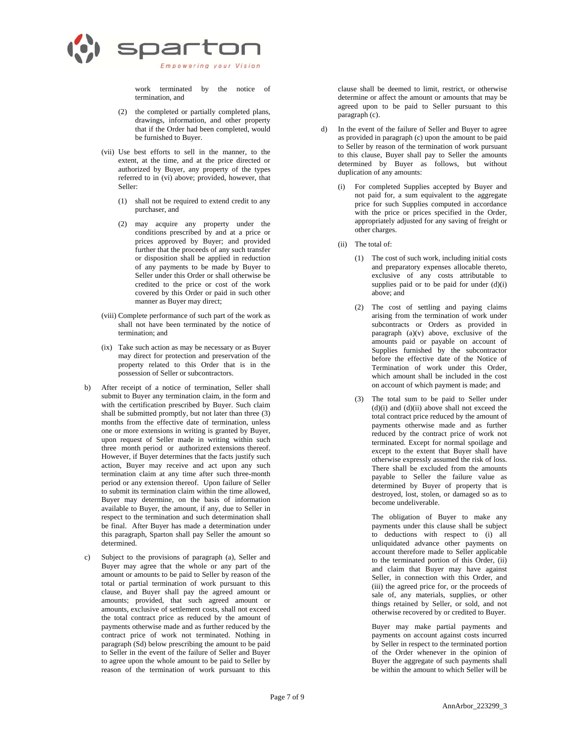work terminated by the notice of termination, and

(2) the completed or partially completed plans, drawings, information, and other property that if the Order had been completed, would be furnished to Buyer.

(vii) Use best efforts to sell in the manner, to the extent, at the time, and at the price directed or authorized by Buyer, any property of the types referred to in (vi) above; provided, however, that Seller:

(1) shall not be required to extend credit to any purchaser, and

(2) may acquire any property under the conditions prescribed by and at a price or prices approved by Buyer; and provided further that the proceeds of any such transfer or disposition shall be applied in reduction of any payments to be made by Buyer to Seller under this Order or shall otherwise be credited to the price or cost of the work covered by this Order or paid in such other manner as Buyer may direct;

(viii) Complete performance of such part of the work as shall not have been terminated by the notice of termination; and

(ix) Take such action as may be necessary or as Buyer may direct for protection and preservation of the property related to this Order that is in the possession of Seller or subcontractors.

b) After receipt of a notice of termination, Seller shall submit to Buyer any termination claim, in the form and with the certification prescribed by Buyer. Such claim shall be submitted promptly, but not later than three (3) months from the effective date of termination, unless one or more extensions in writing is granted by Buyer, upon request of Seller made in writing within such three month period or authorized extensions thereof. However, if Buyer determines that the facts justify such action, Buyer may receive and act upon any such termination claim at any time after such three-month period or any extension thereof. Upon failure of Seller to submit its termination claim within the time allowed, Buyer may determine, on the basis of information available to Buyer, the amount, if any, due to Seller in respect to the termination and such determination shall be final. After Buyer has made a determination under this paragraph, Sparton shall pay Seller the amount so determined.

c) Subject to the provisions of paragraph (a), Seller and Buyer may agree that the whole or any part of the amount or amounts to be paid to Seller by reason of the total or partial termination of work pursuant to this clause, and Buyer shall pay the agreed amount or amounts; provided, that such agreed amount or amounts, exclusive of settlement costs, shall not exceed the total contract price as reduced by the amount of payments otherwise made and as further reduced by the contract price of work not terminated. Nothing in paragraph (Sd) below prescribing the amount to be paid to Seller in the event of the failure of Seller and Buyer to agree upon the whole amount to be paid to Seller by reason of the termination of work pursuant to this clause shall be deemed to limit, restrict, or otherwise determine or affect the amount or amounts that may be agreed upon to be paid to Seller pursuant to this paragraph (c).

d) In the event of the failure of Seller and Buyer to agree as provided in paragraph (c) upon the amount to be paid to Seller by reason of the termination of work pursuant to this clause, Buyer shall pay to Seller the amounts determined by Buyer as follows, but without duplication of any amounts:

(i) For completed Supplies accepted by Buyer and not paid for, a sum equivalent to the aggregate price for such Supplies computed in accordance with the price or prices specified in the Order, appropriately adjusted for any saving of freight or other charges.

(ii) The total of:

(1) The cost of such work, including initial costs and preparatory expenses allocable thereto, exclusive of any costs attributable to supplies paid or to be paid for under (d)(i) above; and

(2) The cost of settling and paying claims arising from the termination of work under subcontracts or Orders as provided in paragraph (a)(v) above, exclusive of the amounts paid or payable on account of Supplies furnished by the subcontractor before the effective date of the Notice of Termination of work under this Order, which amount shall be included in the cost on account of which payment is made; and

(3) The total sum to be paid to Seller under (d)(i) and (d)(ii) above shall not exceed the total contract price reduced by the amount of payments otherwise made and as further reduced by the contract price of work not terminated. Except for normal spoilage and except to the extent that Buyer shall have otherwise expressly assumed the risk of loss. There shall be excluded from the amounts payable to Seller the failure value as determined by Buyer of property that is destroyed, lost, stolen, or damaged so as to become undeliverable.

The obligation of Buyer to make any payments under this clause shall be subject to deductions with respect to (i) all unliquidated advance other payments on account therefore made to Seller applicable to the terminated portion of this Order, (ii) and claim that Buyer may have against Seller, in connection with this Order, and (iii) the agreed price for, or the proceeds of sale of, any materials, supplies, or other things retained by Seller, or sold, and not otherwise recovered by or credited to Buyer.

Buyer may make partial payments and payments on account against costs incurred by Seller in respect to the terminated portion of the Order whenever in the opinion of Buyer the aggregate of such payments shall be within the amount to which Seller will be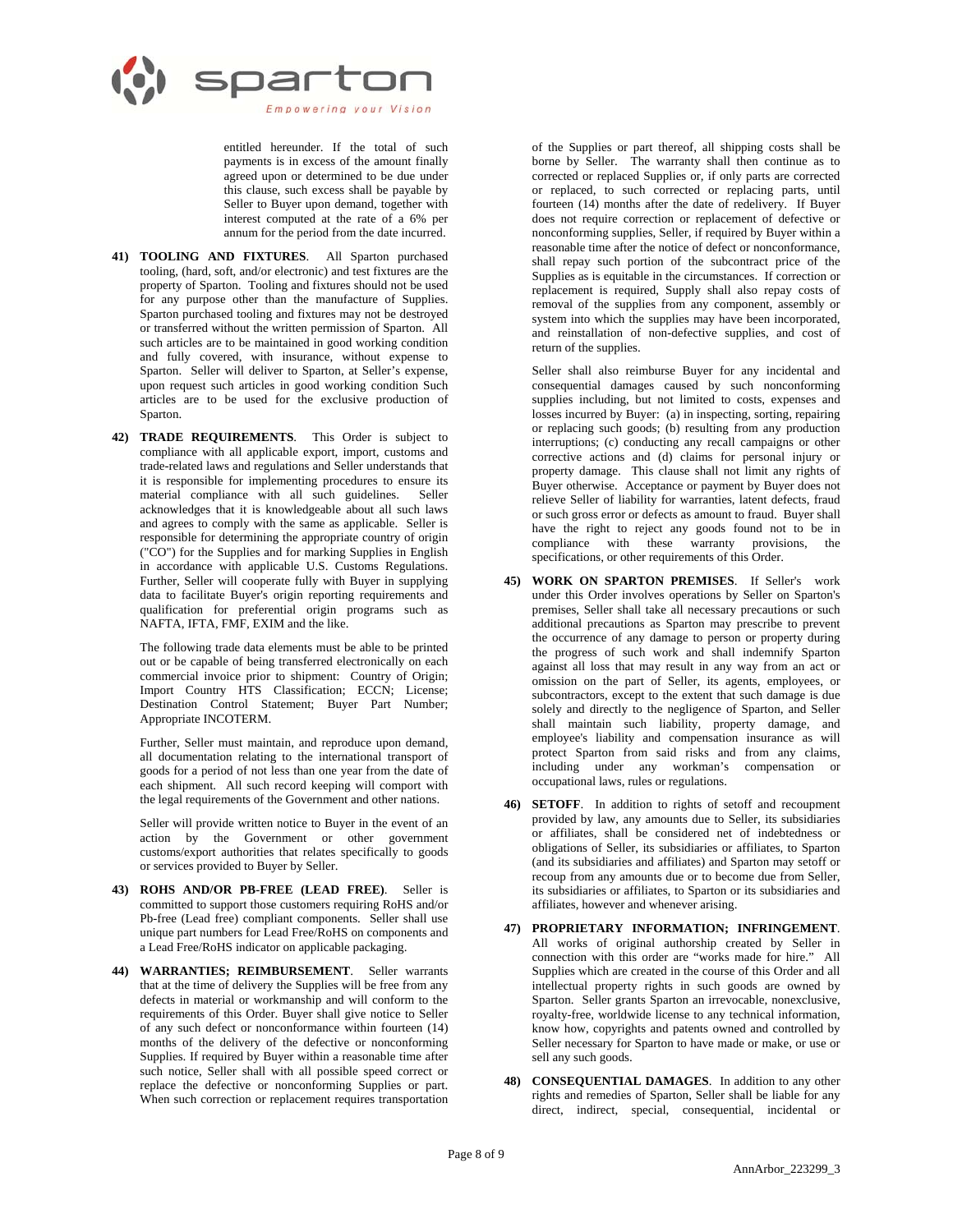entitled hereunder. If the total of such payments is in excess of the amount finally agreed upon or determined to be due under this clause, such excess shall be payable by Seller to Buyer upon demand, together with interest computed at the rate of a 6% per annum for the period from the date incurred.

41) **TOOLING AND FIXTURES**. All Sparton purchased tooling, (hard, soft, and/or electronic) and test fixtures are the property of Sparton. Tooling and fixtures should not be used for any purpose other than the manufacture of Supplies. Sparton purchased tooling and fixtures may not be destroyed or transferred without the written permission of Sparton. All such articles are to be maintained in good working condition and fully covered, with insurance, without expense to Sparton. Seller will deliver to Sparton, at Seller's expense, upon request such articles in good working condition Such articles are to be used for the exclusive production of Sparton.

42) **TRADE REQUIREMENTS**. This Order is subject to compliance with all applicable export, import, customs and trade-related laws and regulations and Seller understands that it is responsible for implementing procedures to ensure its material compliance with all such guidelines. Seller acknowledges that it is knowledgeable about all such laws and agrees to comply with the same as applicable. Seller is responsible for determining the appropriate country of origin ("CO") for the Supplies and for marking Supplies in English in accordance with applicable U.S. Customs Regulations. Further, Seller will cooperate fully with Buyer in supplying data to facilitate Buyer's origin reporting requirements and qualification for preferential origin programs such as NAFTA, IFTA, FMF, EXIM and the like.

    The following trade data elements must be able to be printed out or be capable of being transferred electronically on each commercial invoice prior to shipment: Country of Origin; Import Country HTS Classification; ECCN; License; Destination Control Statement; Buyer Part Number; Appropriate INCOTERM.

    Further, Seller must maintain, and reproduce upon demand, all documentation relating to the international transport of goods for a period of not less than one year from the date of each shipment. All such record keeping will comport with the legal requirements of the Government and other nations.

    Seller will provide written notice to Buyer in the event of an action by the Government or other government customs/export authorities that relates specifically to goods or services provided to Buyer by Seller.

43) **ROHS AND/OR PB-FREE (LEAD FREE)**. Seller is committed to support those customers requiring RoHS and/or Pb-free (Lead free) compliant components. Seller shall use unique part numbers for Lead Free/RoHS on components and a Lead Free/RoHS indicator on applicable packaging.

44) **WARRANTIES; REIMBURSEMENT**. Seller warrants that at the time of delivery the Supplies will be free from any defects in material or workmanship and will conform to the requirements of this Order. Buyer shall give notice to Seller of any such defect or nonconformance within fourteen (14) months of the delivery of the defective or nonconforming Supplies. If required by Buyer within a reasonable time after such notice, Seller shall with all possible speed correct or replace the defective or nonconforming Supplies or part. When such correction or replacement requires transportation of the Supplies or part thereof, all shipping costs shall be borne by Seller. The warranty shall then continue as to corrected or replaced Supplies or, if only parts are corrected or replaced, to such corrected or replacing parts, until fourteen (14) months after the date of redelivery. If Buyer does not require correction or replacement of defective or nonconforming supplies, Seller, if required by Buyer within a reasonable time after the notice of defect or nonconformance, shall repay such portion of the subcontract price of the Supplies as is equitable in the circumstances. If correction or replacement is required, Supply shall also repay costs of removal of the supplies from any component, assembly or system into which the supplies may have been incorporated, and reinstallation of non-defective supplies, and cost of return of the supplies.

    Seller shall also reimburse Buyer for any incidental and consequential damages caused by such nonconforming supplies including, but not limited to costs, expenses and losses incurred by Buyer: (a) in inspecting, sorting, repairing or replacing such goods; (b) resulting from any production interruptions; (c) conducting any recall campaigns or other corrective actions and (d) claims for personal injury or property damage. This clause shall not limit any rights of Buyer otherwise. Acceptance or payment by Buyer does not relieve Seller of liability for warranties, latent defects, fraud or such gross error or defects as amount to fraud. Buyer shall have the right to reject any goods found not to be in compliance with these warranty provisions, the specifications, or other requirements of this Order.

45) **WORK ON SPARTON PREMISES**. If Seller's work under this Order involves operations by Seller on Sparton's premises, Seller shall take all necessary precautions or such additional precautions as Sparton may prescribe to prevent the occurrence of any damage to person or property during the progress of such work and shall indemnify Sparton against all loss that may result in any way from an act or omission on the part of Seller, its agents, employees, or subcontractors, except to the extent that such damage is due solely and directly to the negligence of Sparton, and Seller shall maintain such liability, property damage, and employee's liability and compensation insurance as will protect Sparton from said risks and from any claims, including under any workman's compensation or occupational laws, rules or regulations.

46) **SETOFF**. In addition to rights of setoff and recoupment provided by law, any amounts due to Seller, its subsidiaries or affiliates, shall be considered net of indebtedness or obligations of Seller, its subsidiaries or affiliates, to Sparton (and its subsidiaries and affiliates) and Sparton may setoff or recoup from any amounts due or to become due from Seller, its subsidiaries or affiliates, to Sparton or its subsidiaries and affiliates, however and whenever arising.

47) **PROPRIETARY INFORMATION; INFRINGEMENT**. All works of original authorship created by Seller in connection with this order are "works made for hire." All Supplies which are created in the course of this Order and all intellectual property rights in such goods are owned by Sparton. Seller grants Sparton an irrevocable, nonexclusive, royalty-free, worldwide license to any technical information, know how, copyrights and patents owned and controlled by Seller necessary for Sparton to have made or make, or use or sell any such goods.

48) **CONSEQUENTIAL DAMAGES**. In addition to any other rights and remedies of Sparton, Seller shall be liable for any direct, indirect, special, consequential, incidental or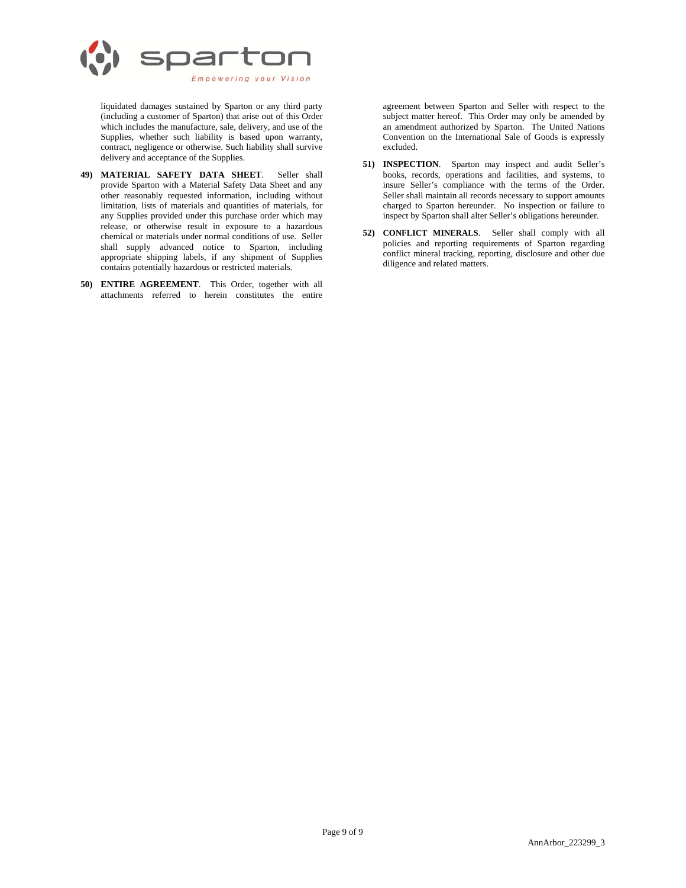liquidated damages sustained by Sparton or any third party (including a customer of Sparton) that arise out of this Order which includes the manufacture, sale, delivery, and use of the Supplies, whether such liability is based upon warranty, contract, negligence or otherwise. Such liability shall survive delivery and acceptance of the Supplies.

49) **MATERIAL SAFETY DATA SHEET**. Seller shall provide Sparton with a Material Safety Data Sheet and any other reasonably requested information, including without limitation, lists of materials and quantities of materials, for any Supplies provided under this purchase order which may release, or otherwise result in exposure to a hazardous chemical or materials under normal conditions of use. Seller shall supply advanced notice to Sparton, including appropriate shipping labels, if any shipment of Supplies contains potentially hazardous or restricted materials.

50) **ENTIRE AGREEMENT**. This Order, together with all attachments referred to herein constitutes the entire agreement between Sparton and Seller with respect to the subject matter hereof. This Order may only be amended by an amendment authorized by Sparton. The United Nations Convention on the International Sale of Goods is expressly excluded.

51) **INSPECTION**. Sparton may inspect and audit Seller's books, records, operations and facilities, and systems, to insure Seller's compliance with the terms of the Order. Seller shall maintain all records necessary to support amounts charged to Sparton hereunder. No inspection or failure to inspect by Sparton shall alter Seller's obligations hereunder.

52) **CONFLICT MINERALS**. Seller shall comply with all policies and reporting requirements of Sparton regarding conflict mineral tracking, reporting, disclosure and other due diligence and related matters.

AnnArbor_223299_3